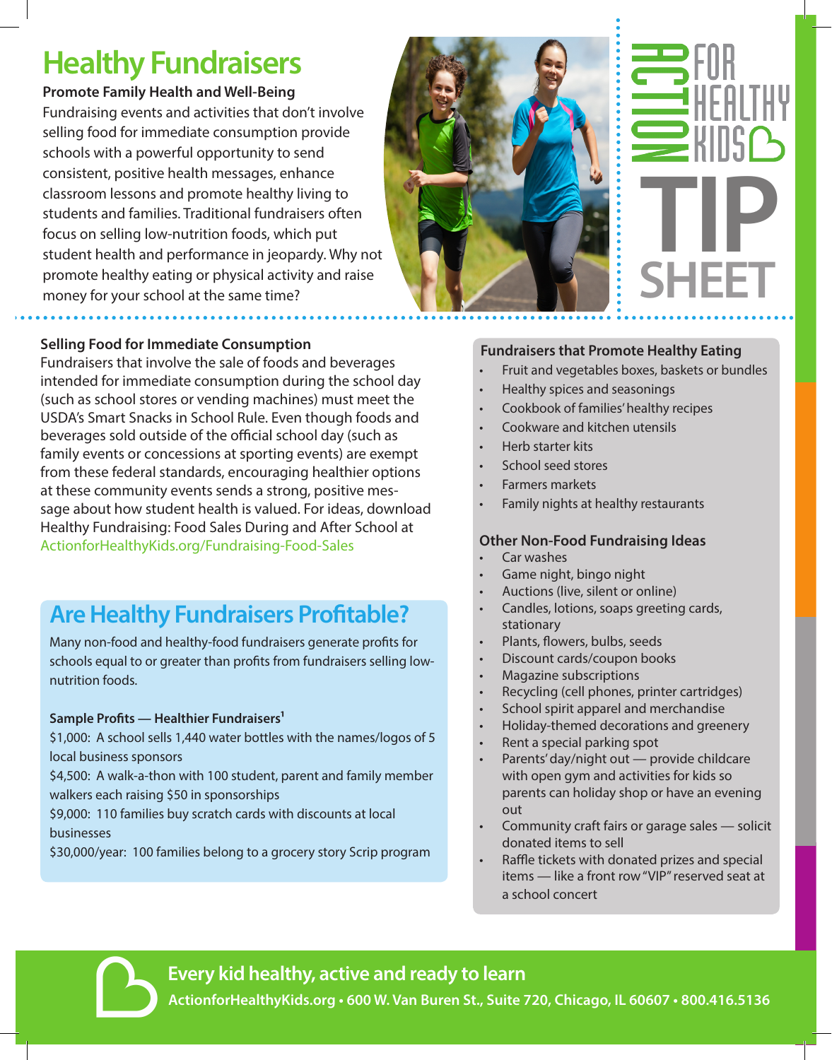# Healthy Fundraisers

**Promote Family Health and Well-Being**

Fundraising events and activities that don't involve selling food for immediate consumption provide schools with a powerful opportunity to send consistent, positive health messages, enhance classroom lessons and promote healthy living to students and families. Traditional fundraisers often focus on selling low-nutrition foods, which put student health and performance in jeopardy. Why not promote healthy eating or physical activity and raise money for your school at the same time?

ACTION FOR HEALTHY KIDS

TIP SHEET

### Selling Food for Immediate Consumption

Fundraisers that involve the sale of foods and beverages intended for immediate consumption during the school day (such as school stores or vending machines) must meet the USDA's Smart Snacks in School Rule. Even though foods and beverages sold outside of the official school day (such as family events or concessions at sporting events) are exempt from these federal standards, encouraging healthier options at these community events sends a strong, positive message about how student health is valued. For ideas, download Healthy Fundraising: Food Sales During and After School at ActionforHealthyKids.org/Fundraising-Food-Sales

## Are Healthy Fundraisers Profitable?

Many non-food and healthy-food fundraisers generate profits for schools equal to or greater than profits from fundraisers selling low-nutrition foods.

**Sample Profits — Healthier Fundraisers[1]**

$1,000: A school sells 1,440 water bottles with the names/logos of 5 local business sponsors

$4,500: A walk-a-thon with 100 student, parent and family member walkers each raising $50 in sponsorships

$9,000: 110 families buy scratch cards with discounts at local businesses

$30,000/year: 100 families belong to a grocery story Scrip program

### Fundraisers that Promote Healthy Eating

- Fruit and vegetables boxes, baskets or bundles
- Healthy spices and seasonings
- Cookbook of families' healthy recipes
- Cookware and kitchen utensils
- Herb starter kits
- School seed stores
- Farmers markets
- Family nights at healthy restaurants

### Other Non-Food Fundraising Ideas

- Car washes
- Game night, bingo night
- Auctions (live, silent or online)
- Candles, lotions, soaps greeting cards, stationary
- Plants, flowers, bulbs, seeds
- Discount cards/coupon books
- Magazine subscriptions
- Recycling (cell phones, printer cartridges)
- School spirit apparel and merchandise
- Holiday-themed decorations and greenery
- Rent a special parking spot
- Parents' day/night out — provide childcare with open gym and activities for kids so parents can holiday shop or have an evening out
- Community craft fairs or garage sales — solicit donated items to sell
- Raffle tickets with donated prizes and special items — like a front row "VIP" reserved seat at a school concert

**Every kid healthy, active and ready to learn**

**ActionforHealthyKids.org • 600 W. Van Buren St., Suite 720, Chicago, IL 60607 • 800.416.5136**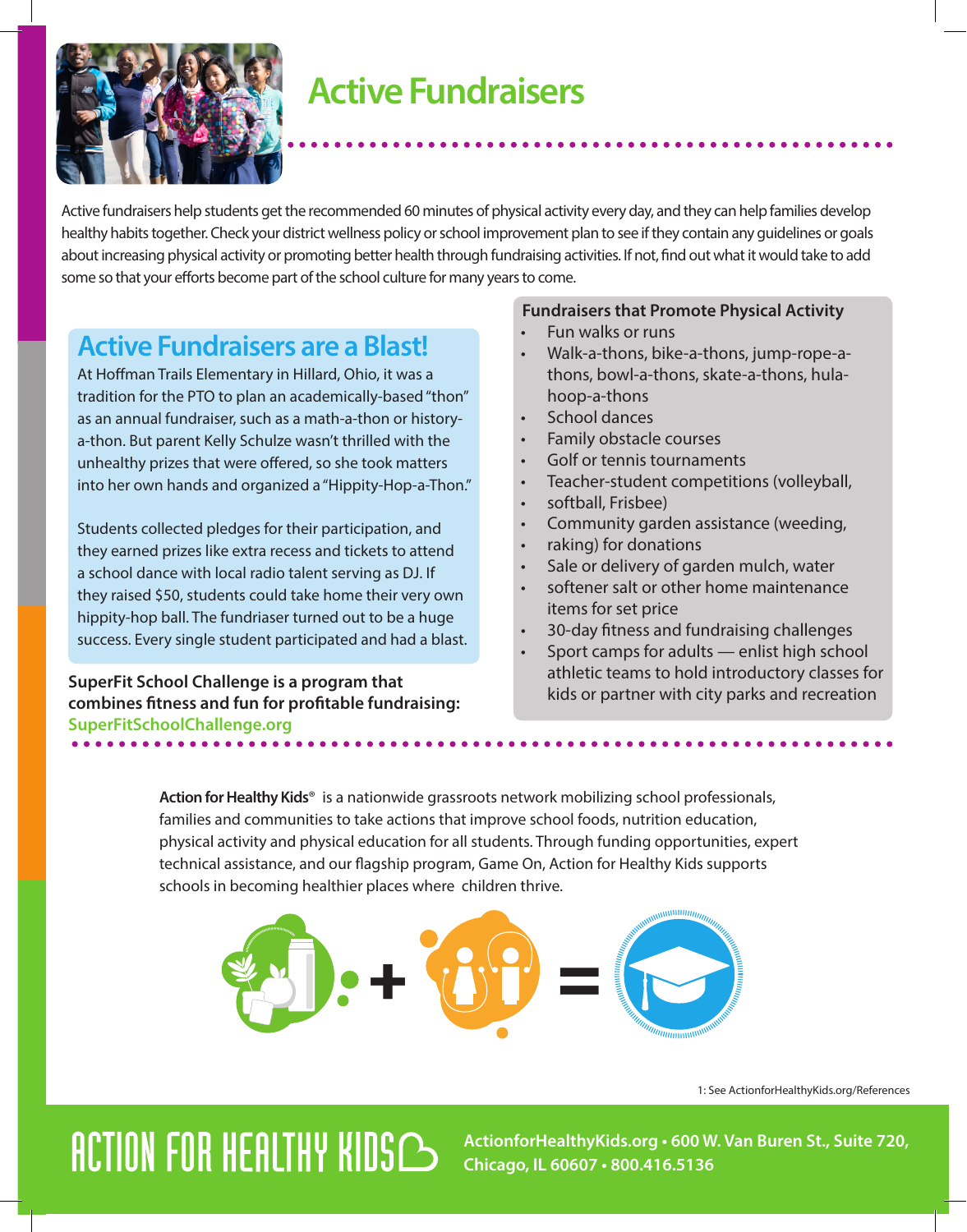# Active Fundraisers

Active fundraisers help students get the recommended 60 minutes of physical activity every day, and they can help families develop healthy habits together. Check your district wellness policy or school improvement plan to see if they contain any guidelines or goals about increasing physical activity or promoting better health through fundraising activities. If not, find out what it would take to add some so that your efforts become part of the school culture for many years to come.

## Active Fundraisers are a Blast!

At Hoffman Trails Elementary in Hillard, Ohio, it was a tradition for the PTO to plan an academically-based "thon" as an annual fundraiser, such as a math-a-thon or history-a-thon. But parent Kelly Schulze wasn't thrilled with the unhealthy prizes that were offered, so she took matters into her own hands and organized a "Hippity-Hop-a-Thon."

Students collected pledges for their participation, and they earned prizes like extra recess and tickets to attend a school dance with local radio talent serving as DJ. If they raised $50, students could take home their very own hippity-hop ball. The fundraiser turned out to be a huge success. Every single student participated and had a blast.

**SuperFit School Challenge is a program that combines fitness and fun for profitable fundraising: SuperFitSchoolChallenge.org**

**Fundraisers that Promote Physical Activity**

- Fun walks or runs
- Walk-a-thons, bike-a-thons, jump-rope-a-thons, bowl-a-thons, skate-a-thons, hula-hoop-a-thons
- School dances
- Family obstacle courses
- Golf or tennis tournaments
- Teacher-student competitions (volleyball, softball, Frisbee)
- Community garden assistance (weeding, raking) for donations
- Sale or delivery of garden mulch, water softener salt or other home maintenance items for set price
- 30-day fitness and fundraising challenges
- Sport camps for adults — enlist high school athletic teams to hold introductory classes for kids or partner with city parks and recreation

**Action for Healthy Kids®** is a nationwide grassroots network mobilizing school professionals, families and communities to take actions that improve school foods, nutrition education, physical activity and physical education for all students. Through funding opportunities, expert technical assistance, and our flagship program, Game On, Action for Healthy Kids supports schools in becoming healthier places where children thrive.

1: See ActionforHealthyKids.org/References

ACTION FOR HEALTHY KIDS

**ActionforHealthyKids.org • 600 W. Van Buren St., Suite 720, Chicago, IL 60607 • 800.416.5136**